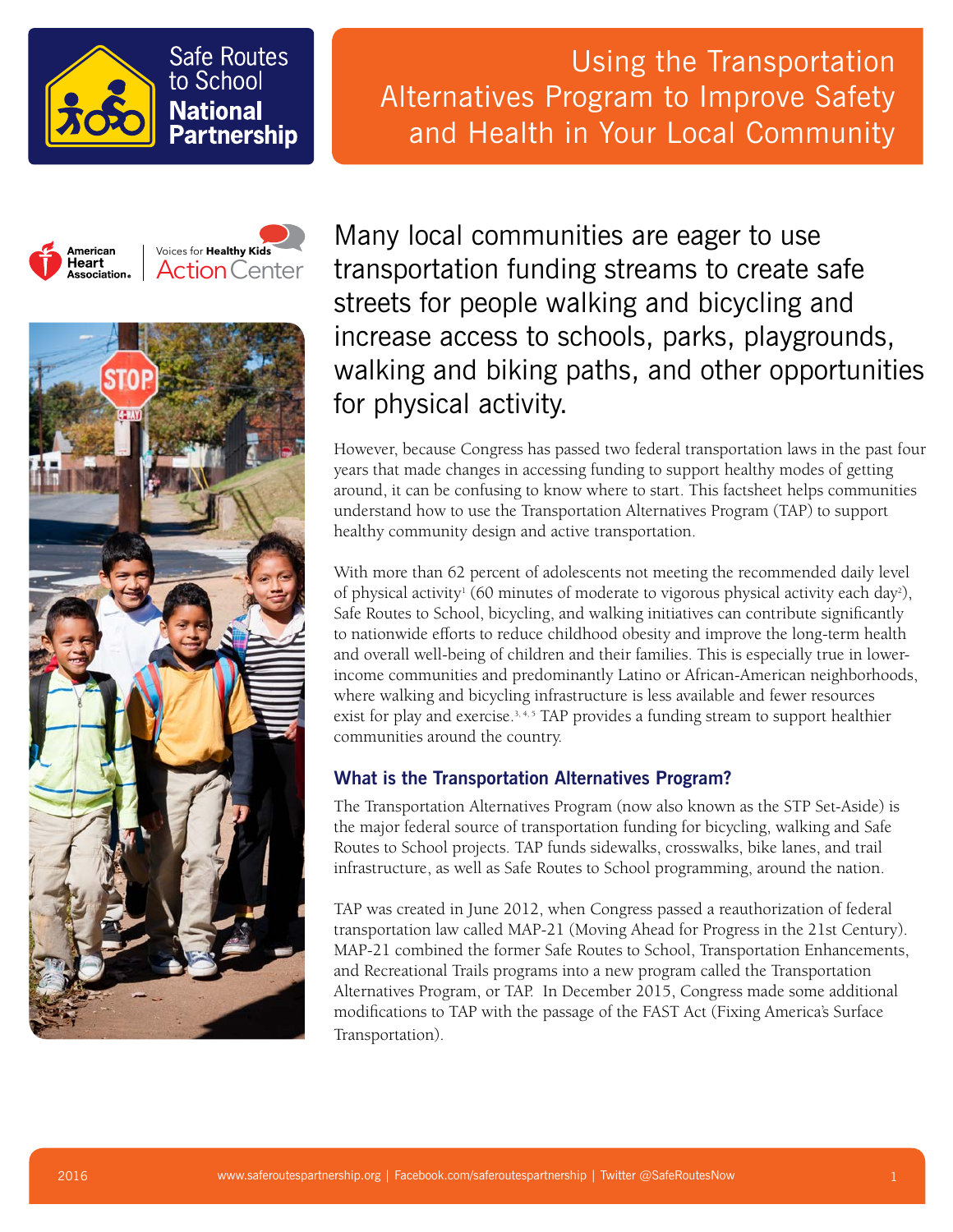Safe Routes to School National Partnership

# Using the Transportation Alternatives Program to Improve Safety and Health in Your Local Community

American Heart Association | Voices for Healthy Kids Action Center

## Many local communities are eager to use transportation funding streams to create safe streets for people walking and bicycling and increase access to schools, parks, playgrounds, walking and biking paths, and other opportunities for physical activity.

However, because Congress has passed two federal transportation laws in the past four years that made changes in accessing funding to support healthy modes of getting around, it can be confusing to know where to start. This factsheet helps communities understand how to use the Transportation Alternatives Program (TAP) to support healthy community design and active transportation.

With more than 62 percent of adolescents not meeting the recommended daily level of physical activity[1] (60 minutes of moderate to vigorous physical activity each day[2]), Safe Routes to School, bicycling, and walking initiatives can contribute significantly to nationwide efforts to reduce childhood obesity and improve the long-term health and overall well-being of children and their families. This is especially true in lower-income communities and predominantly Latino or African-American neighborhoods, where walking and bicycling infrastructure is less available and fewer resources exist for play and exercise.[3, 4, 5] TAP provides a funding stream to support healthier communities around the country.

### What is the Transportation Alternatives Program?

The Transportation Alternatives Program (now also known as the STP Set-Aside) is the major federal source of transportation funding for bicycling, walking and Safe Routes to School projects. TAP funds sidewalks, crosswalks, bike lanes, and trail infrastructure, as well as Safe Routes to School programming, around the nation.

TAP was created in June 2012, when Congress passed a reauthorization of federal transportation law called MAP-21 (Moving Ahead for Progress in the 21st Century). MAP-21 combined the former Safe Routes to School, Transportation Enhancements, and Recreational Trails programs into a new program called the Transportation Alternatives Program, or TAP. In December 2015, Congress made some additional modifications to TAP with the passage of the FAST Act (Fixing America's Surface Transportation).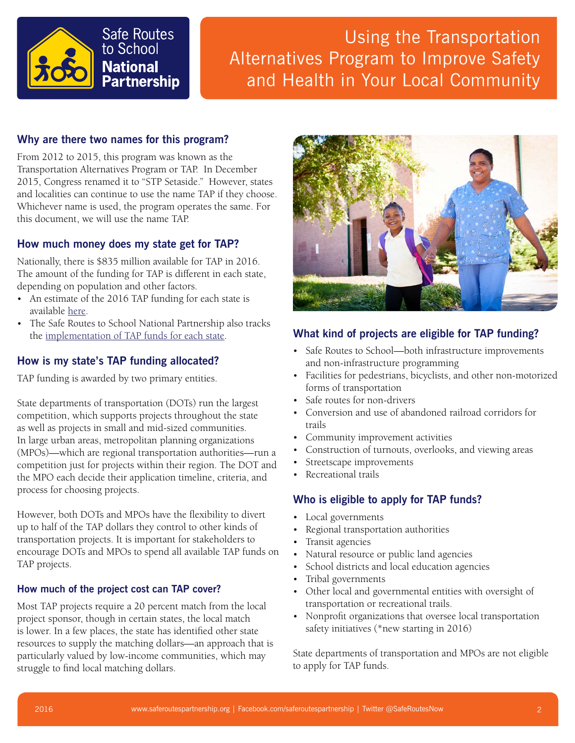# Using the Transportation Alternatives Program to Improve Safety and Health in Your Local Community

## Why are there two names for this program?

From 2012 to 2015, this program was known as the Transportation Alternatives Program or TAP. In December 2015, Congress renamed it to "STP Setaside." However, states and localities can continue to use the name TAP if they choose. Whichever name is used, the program operates the same. For this document, we will use the name TAP.

## How much money does my state get for TAP?

Nationally, there is $835 million available for TAP in 2016. The amount of the funding for TAP is different in each state, depending on population and other factors.

- An estimate of the 2016 TAP funding for each state is available here.
- The Safe Routes to School National Partnership also tracks the implementation of TAP funds for each state.

## How is my state's TAP funding allocated?

TAP funding is awarded by two primary entities.

State departments of transportation (DOTs) run the largest competition, which supports projects throughout the state as well as projects in small and mid-sized communities. In large urban areas, metropolitan planning organizations (MPOs)—which are regional transportation authorities—run a competition just for projects within their region. The DOT and the MPO each decide their application timeline, criteria, and process for choosing projects.

However, both DOTs and MPOs have the flexibility to divert up to half of the TAP dollars they control to other kinds of transportation projects. It is important for stakeholders to encourage DOTs and MPOs to spend all available TAP funds on TAP projects.

### How much of the project cost can TAP cover?

Most TAP projects require a 20 percent match from the local project sponsor, though in certain states, the local match is lower. In a few places, the state has identified other state resources to supply the matching dollars—an approach that is particularly valued by low-income communities, which may struggle to find local matching dollars.

## What kind of projects are eligible for TAP funding?

- Safe Routes to School—both infrastructure improvements and non-infrastructure programming
- Facilities for pedestrians, bicyclists, and other non-motorized forms of transportation
- Safe routes for non-drivers
- Conversion and use of abandoned railroad corridors for trails
- Community improvement activities
- Construction of turnouts, overlooks, and viewing areas
- Streetscape improvements
- Recreational trails

## Who is eligible to apply for TAP funds?

- Local governments
- Regional transportation authorities
- Transit agencies
- Natural resource or public land agencies
- School districts and local education agencies
- Tribal governments
- Other local and governmental entities with oversight of transportation or recreational trails.
- Nonprofit organizations that oversee local transportation safety initiatives (*new starting in 2016)

State departments of transportation and MPOs are not eligible to apply for TAP funds.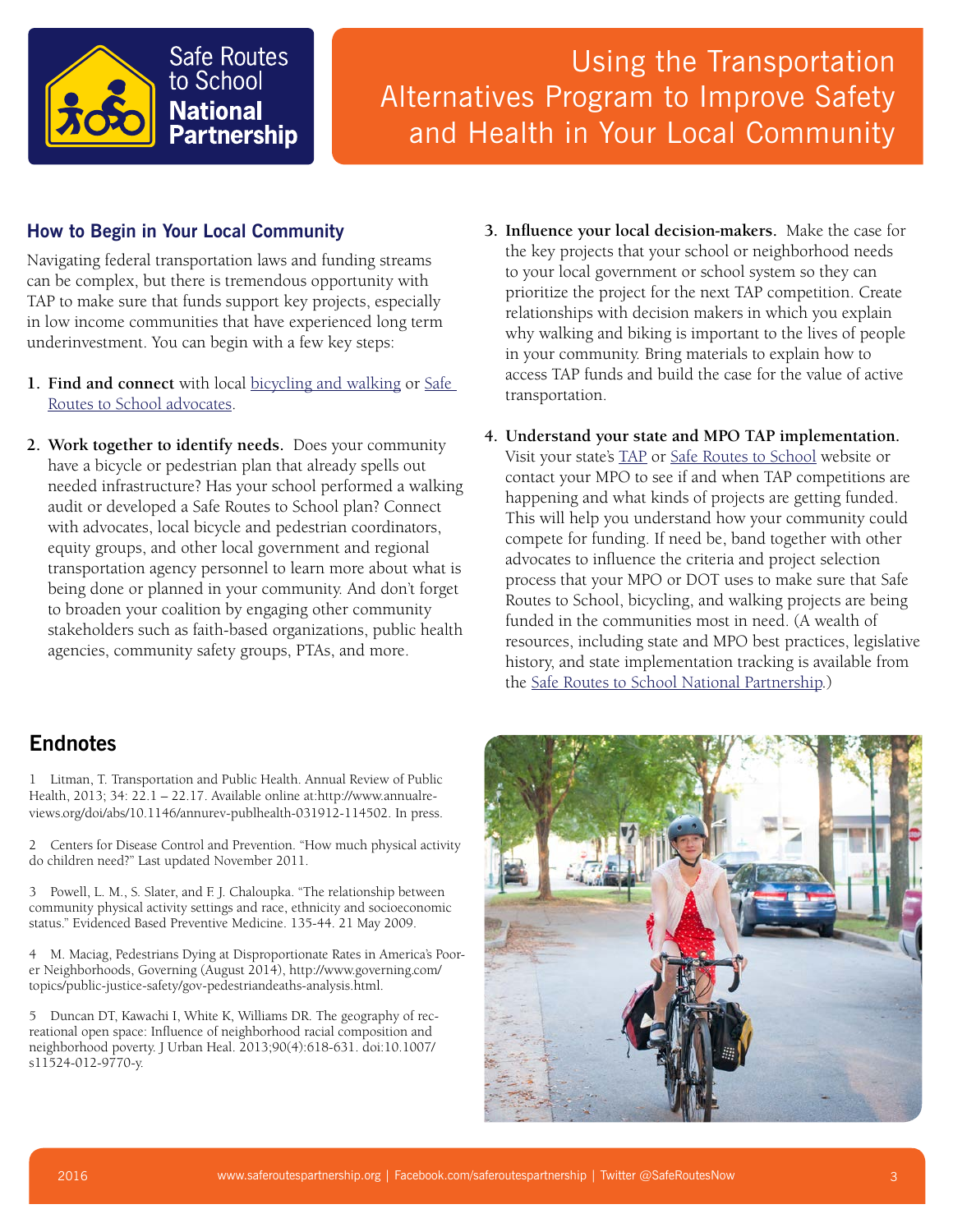# Using the Transportation Alternatives Program to Improve Safety and Health in Your Local Community

## How to Begin in Your Local Community

Navigating federal transportation laws and funding streams can be complex, but there is tremendous opportunity with TAP to make sure that funds support key projects, especially in low income communities that have experienced long term underinvestment. You can begin with a few key steps:

1. **Find and connect** with local bicycling and walking or Safe Routes to School advocates.

2. **Work together to identify needs.** Does your community have a bicycle or pedestrian plan that already spells out needed infrastructure? Has your school performed a walking audit or developed a Safe Routes to School plan? Connect with advocates, local bicycle and pedestrian coordinators, equity groups, and other local government and regional transportation agency personnel to learn more about what is being done or planned in your community. And don't forget to broaden your coalition by engaging other community stakeholders such as faith-based organizations, public health agencies, community safety groups, PTAs, and more.

3. **Influence your local decision-makers.** Make the case for the key projects that your school or neighborhood needs to your local government or school system so they can prioritize the project for the next TAP competition. Create relationships with decision makers in which you explain why walking and biking is important to the lives of people in your community. Bring materials to explain how to access TAP funds and build the case for the value of active transportation.

4. **Understand your state and MPO TAP implementation.** Visit your state's TAP or Safe Routes to School website or contact your MPO to see if and when TAP competitions are happening and what kinds of projects are getting funded. This will help you understand how your community could compete for funding. If need be, band together with other advocates to influence the criteria and project selection process that your MPO or DOT uses to make sure that Safe Routes to School, bicycling, and walking projects are being funded in the communities most in need. (A wealth of resources, including state and MPO best practices, legislative history, and state implementation tracking is available from the Safe Routes to School National Partnership.)

## Endnotes

1 Litman, T. Transportation and Public Health. Annual Review of Public Health, 2013; 34: 22.1 – 22.17. Available online at:http://www.annualreviews.org/doi/abs/10.1146/annurev-publhealth-031912-114502. In press.

2 Centers for Disease Control and Prevention. "How much physical activity do children need?" Last updated November 2011.

3 Powell, L. M., S. Slater, and F. J. Chaloupka. "The relationship between community physical activity settings and race, ethnicity and socioeconomic status." Evidenced Based Preventive Medicine. 135-44. 21 May 2009.

4 M. Maciag, Pedestrians Dying at Disproportionate Rates in America's Poorer Neighborhoods, Governing (August 2014), http://www.governing.com/topics/public-justice-safety/gov-pedestriandeaths-analysis.html.

5 Duncan DT, Kawachi I, White K, Williams DR. The geography of recreational open space: Influence of neighborhood racial composition and neighborhood poverty. J Urban Heal. 2013;90(4):618-631. doi:10.1007/s11524-012-9770-y.